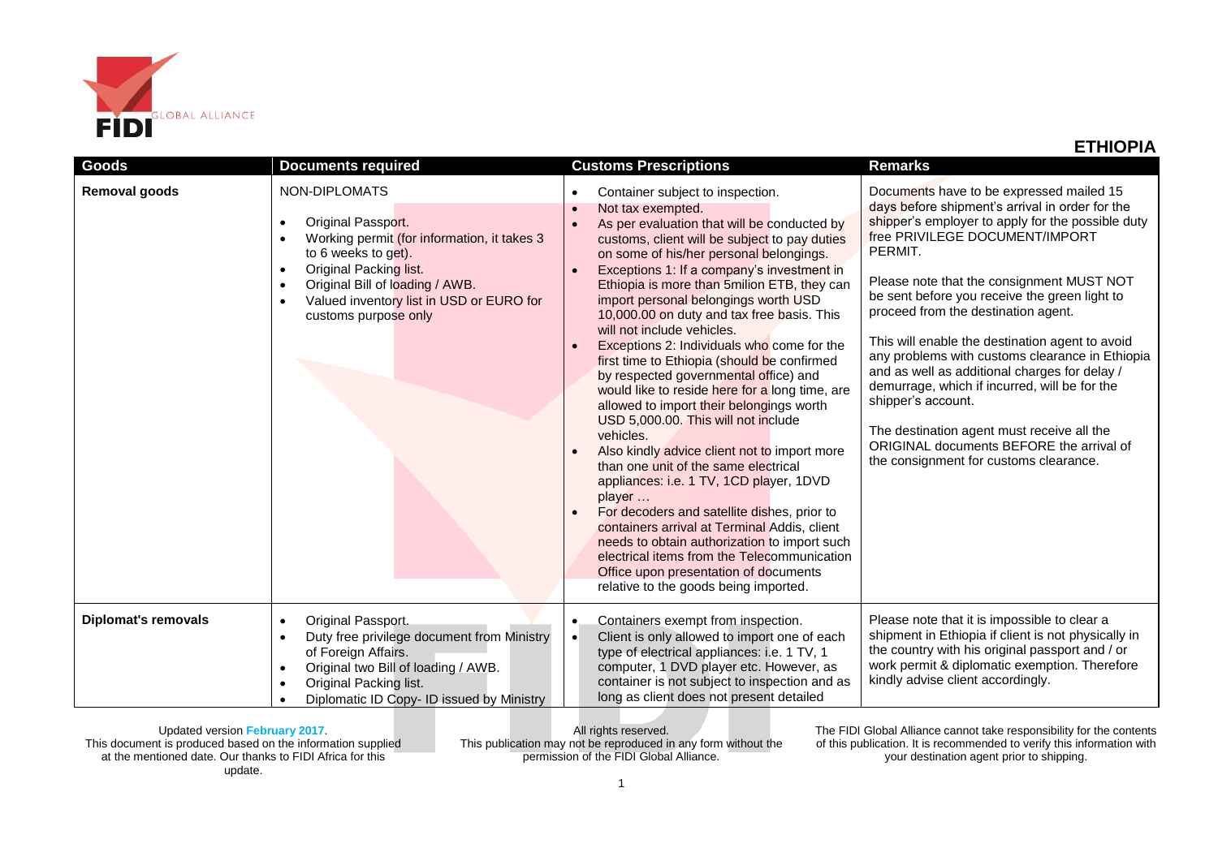## ETHIOPIA

| Goods | Documents required | Customs Prescriptions | Remarks |
|---|---|---|---|
| **Removal goods** | NON-DIPLOMATS<br><br>• Original Passport.<br>• Working permit (for information, it takes 3 to 6 weeks to get).<br>• Original Packing list.<br>• Original Bill of loading / AWB.<br>• Valued inventory list in USD or EURO for customs purpose only | • Container subject to inspection.<br>• Not tax exempted.<br>• As per evaluation that will be conducted by customs, client will be subject to pay duties on some of his/her personal belongings.<br>• Exceptions 1: If a company's investment in Ethiopia is more than 5milion ETB, they can import personal belongings worth USD 10,000.00 on duty and tax free basis. This will not include vehicles.<br>• Exceptions 2: Individuals who come for the first time to Ethiopia (should be confirmed by respected governmental office) and would like to reside here for a long time, are allowed to import their belongings worth USD 5,000.00. This will not include vehicles.<br>• Also kindly advice client not to import more than one unit of the same electrical appliances: i.e. 1 TV, 1CD player, 1DVD player …<br>• For decoders and satellite dishes, prior to containers arrival at Terminal Addis, client needs to obtain authorization to import such electrical items from the Telecommunication Office upon presentation of documents relative to the goods being imported. | Documents have to be expressed mailed 15 days before shipment's arrival in order for the shipper's employer to apply for the possible duty free PRIVILEGE DOCUMENT/IMPORT PERMIT.<br><br>Please note that the consignment MUST NOT be sent before you receive the green light to proceed from the destination agent.<br><br>This will enable the destination agent to avoid any problems with customs clearance in Ethiopia and as well as additional charges for delay / demurrage, which if incurred, will be for the shipper's account.<br><br>The destination agent must receive all the ORIGINAL documents BEFORE the arrival of the consignment for customs clearance. |
| **Diplomat's removals** | • Original Passport.<br>• Duty free privilege document from Ministry of Foreign Affairs.<br>• Original two Bill of loading / AWB.<br>• Original Packing list.<br>• Diplomatic ID Copy- ID issued by Ministry | • Containers exempt from inspection.<br>• Client is only allowed to import one of each type of electrical appliances: i.e. 1 TV, 1 computer, 1 DVD player etc. However, as container is not subject to inspection and as long as client does not present detailed | Please note that it is impossible to clear a shipment in Ethiopia if client is not physically in the country with his original passport and / or work permit & diplomatic exemption. Therefore kindly advise client accordingly. |

Updated version **February 2017**.
This document is produced based on the information supplied at the mentioned date. Our thanks to FIDI Africa for this update.

All rights reserved.
This publication may not be reproduced in any form without the permission of the FIDI Global Alliance.

The FIDI Global Alliance cannot take responsibility for the contents of this publication. It is recommended to verify this information with your destination agent prior to shipping.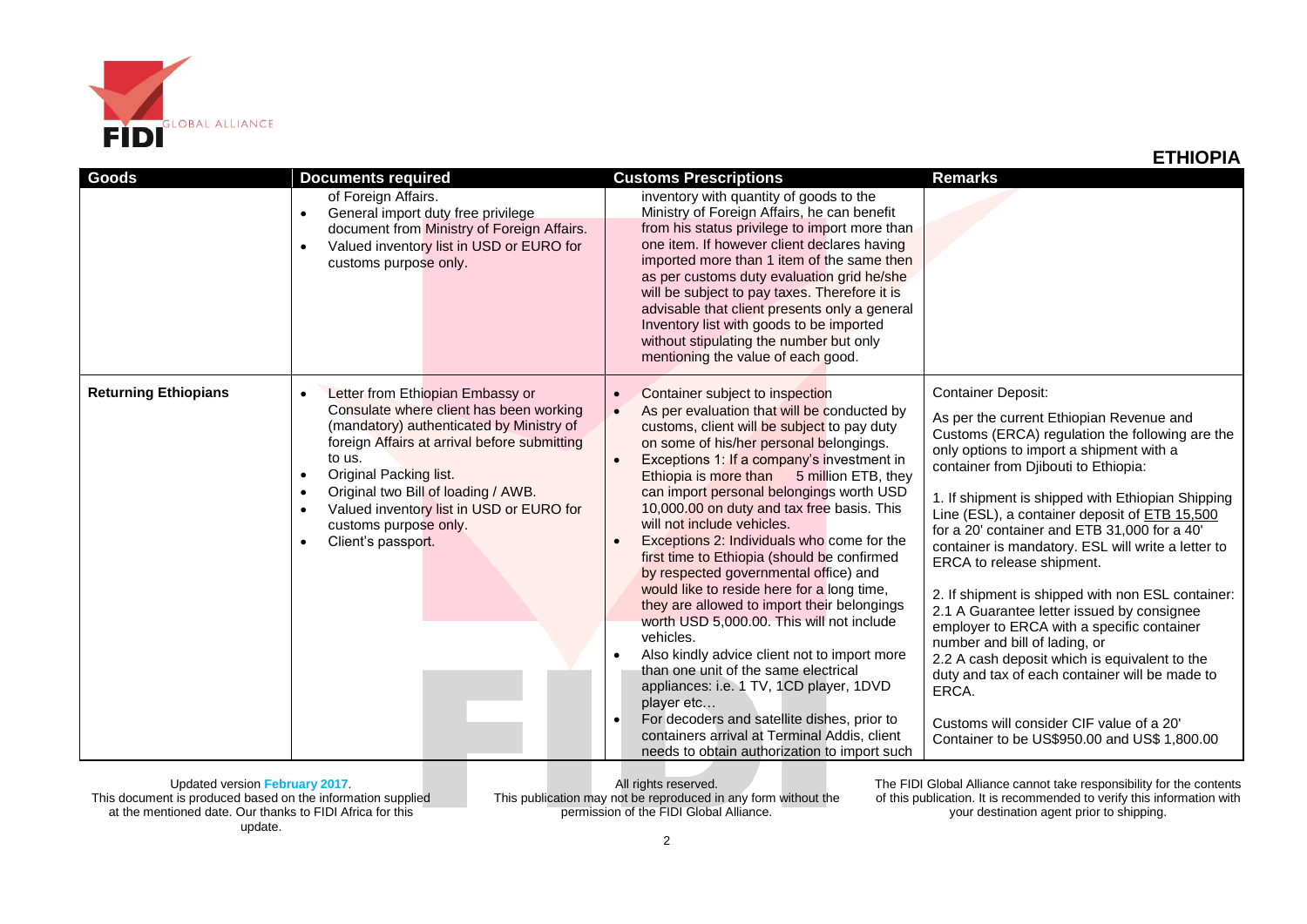## ETHIOPIA

| Goods | Documents required | Customs Prescriptions | Remarks |
|---|---|---|---|
| | of Foreign Affairs.<br>• General import duty free privilege document from Ministry of Foreign Affairs.<br>• Valued inventory list in USD or EURO for customs purpose only. | inventory with quantity of goods to the Ministry of Foreign Affairs, he can benefit from his status privilege to import more than one item. If however client declares having imported more than 1 item of the same then as per customs duty evaluation grid he/she will be subject to pay taxes. Therefore it is advisable that client presents only a general Inventory list with goods to be imported without stipulating the number but only mentioning the value of each good. | |
| **Returning Ethiopians** | • Letter from Ethiopian Embassy or Consulate where client has been working (mandatory) authenticated by Ministry of foreign Affairs at arrival before submitting to us.<br>• Original Packing list.<br>• Original two Bill of loading / AWB.<br>• Valued inventory list in USD or EURO for customs purpose only.<br>• Client's passport. | • Container subject to inspection<br>• As per evaluation that will be conducted by customs, client will be subject to pay duty on some of his/her personal belongings.<br>• Exceptions 1: If a company's investment in Ethiopia is more than 5 million ETB, they can import personal belongings worth USD 10,000.00 on duty and tax free basis. This will not include vehicles.<br>• Exceptions 2: Individuals who come for the first time to Ethiopia (should be confirmed by respected governmental office) and would like to reside here for a long time, they are allowed to import their belongings worth USD 5,000.00. This will not include vehicles.<br>• Also kindly advice client not to import more than one unit of the same electrical appliances: i.e. 1 TV, 1CD player, 1DVD player etc…<br>• For decoders and satellite dishes, prior to containers arrival at Terminal Addis, client needs to obtain authorization to import such | Container Deposit:<br><br>As per the current Ethiopian Revenue and Customs (ERCA) regulation the following are the only options to import a shipment with a container from Djibouti to Ethiopia:<br><br>1. If shipment is shipped with Ethiopian Shipping Line (ESL), a container deposit of ETB 15,500 for a 20' container and ETB 31,000 for a 40' container is mandatory. ESL will write a letter to ERCA to release shipment.<br><br>2. If shipment is shipped with non ESL container:<br>2.1 A Guarantee letter issued by consignee employer to ERCA with a specific container number and bill of lading, or<br>2.2 A cash deposit which is equivalent to the duty and tax of each container will be made to ERCA.<br><br>Customs will consider CIF value of a 20' Container to be US$950.00 and US$ 1,800.00 |

Updated version **February 2017**.
This document is produced based on the information supplied at the mentioned date. Our thanks to FIDI Africa for this update.

All rights reserved.
This publication may not be reproduced in any form without the permission of the FIDI Global Alliance.

The FIDI Global Alliance cannot take responsibility for the contents of this publication. It is recommended to verify this information with your destination agent prior to shipping.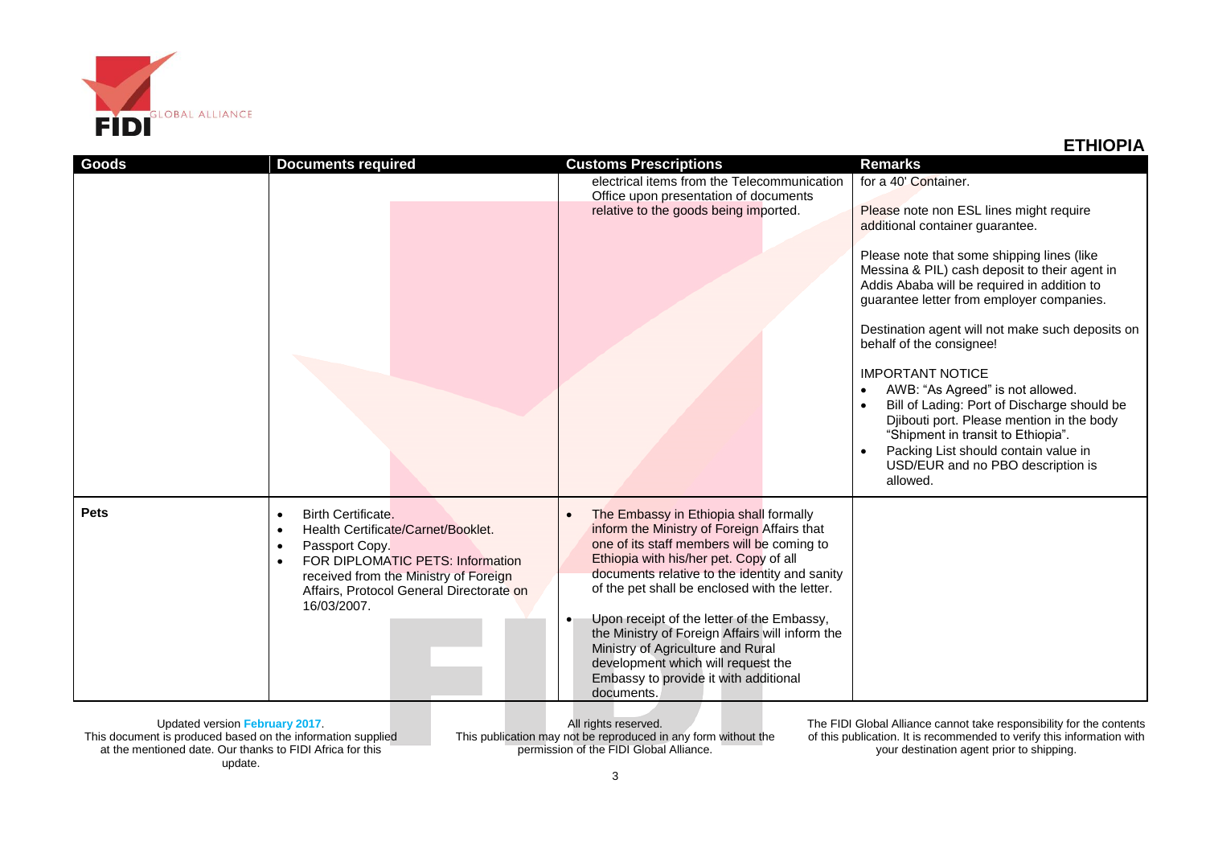## ETHIOPIA

| Goods | Documents required | Customs Prescriptions | Remarks |
|---|---|---|---|
| | | electrical items from the Telecommunication Office upon presentation of documents relative to the goods being imported. | for a 40' Container.<br><br>Please note non ESL lines might require additional container guarantee.<br><br>Please note that some shipping lines (like Messina & PIL) cash deposit to their agent in Addis Ababa will be required in addition to guarantee letter from employer companies.<br><br>Destination agent will not make such deposits on behalf of the consignee!<br><br>IMPORTANT NOTICE<br>• AWB: "As Agreed" is not allowed.<br>• Bill of Lading: Port of Discharge should be Djibouti port. Please mention in the body "Shipment in transit to Ethiopia".<br>• Packing List should contain value in USD/EUR and no PBO description is allowed. |
| **Pets** | • Birth Certificate.<br>• Health Certificate/Carnet/Booklet.<br>• Passport Copy.<br>• FOR DIPLOMATIC PETS: Information received from the Ministry of Foreign Affairs, Protocol General Directorate on 16/03/2007. | • The Embassy in Ethiopia shall formally inform the Ministry of Foreign Affairs that one of its staff members will be coming to Ethiopia with his/her pet. Copy of all documents relative to the identity and sanity of the pet shall be enclosed with the letter.<br><br>• Upon receipt of the letter of the Embassy, the Ministry of Foreign Affairs will inform the Ministry of Agriculture and Rural development which will request the Embassy to provide it with additional documents. | |

Updated version **February 2017**.
This document is produced based on the information supplied at the mentioned date. Our thanks to FIDI Africa for this update.

All rights reserved.
This publication may not be reproduced in any form without the permission of the FIDI Global Alliance.

The FIDI Global Alliance cannot take responsibility for the contents of this publication. It is recommended to verify this information with your destination agent prior to shipping.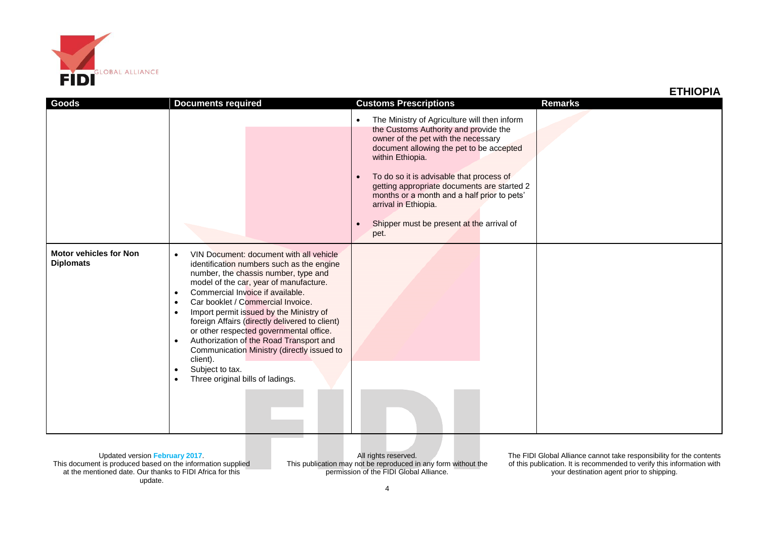**ETHIOPIA**

| Goods | Documents required | Customs Prescriptions | Remarks |
|---|---|---|---|
| | | • The Ministry of Agriculture will then inform the Customs Authority and provide the owner of the pet with the necessary document allowing the pet to be accepted within Ethiopia.<br>• To do so it is advisable that process of getting appropriate documents are started 2 months or a month and a half prior to pets' arrival in Ethiopia.<br>• Shipper must be present at the arrival of pet. | |
| **Motor vehicles for Non Diplomats** | • VIN Document: document with all vehicle identification numbers such as the engine number, the chassis number, type and model of the car, year of manufacture.<br>• Commercial Invoice if available.<br>• Car booklet / Commercial Invoice.<br>• Import permit issued by the Ministry of foreign Affairs (directly delivered to client) or other respected governmental office.<br>• Authorization of the Road Transport and Communication Ministry (directly issued to client).<br>• Subject to tax.<br>• Three original bills of ladings. | | |

Updated version February 2017.
This document is produced based on the information supplied at the mentioned date. Our thanks to FIDI Africa for this update.

All rights reserved.
This publication may not be reproduced in any form without the permission of the FIDI Global Alliance.

The FIDI Global Alliance cannot take responsibility for the contents of this publication. It is recommended to verify this information with your destination agent prior to shipping.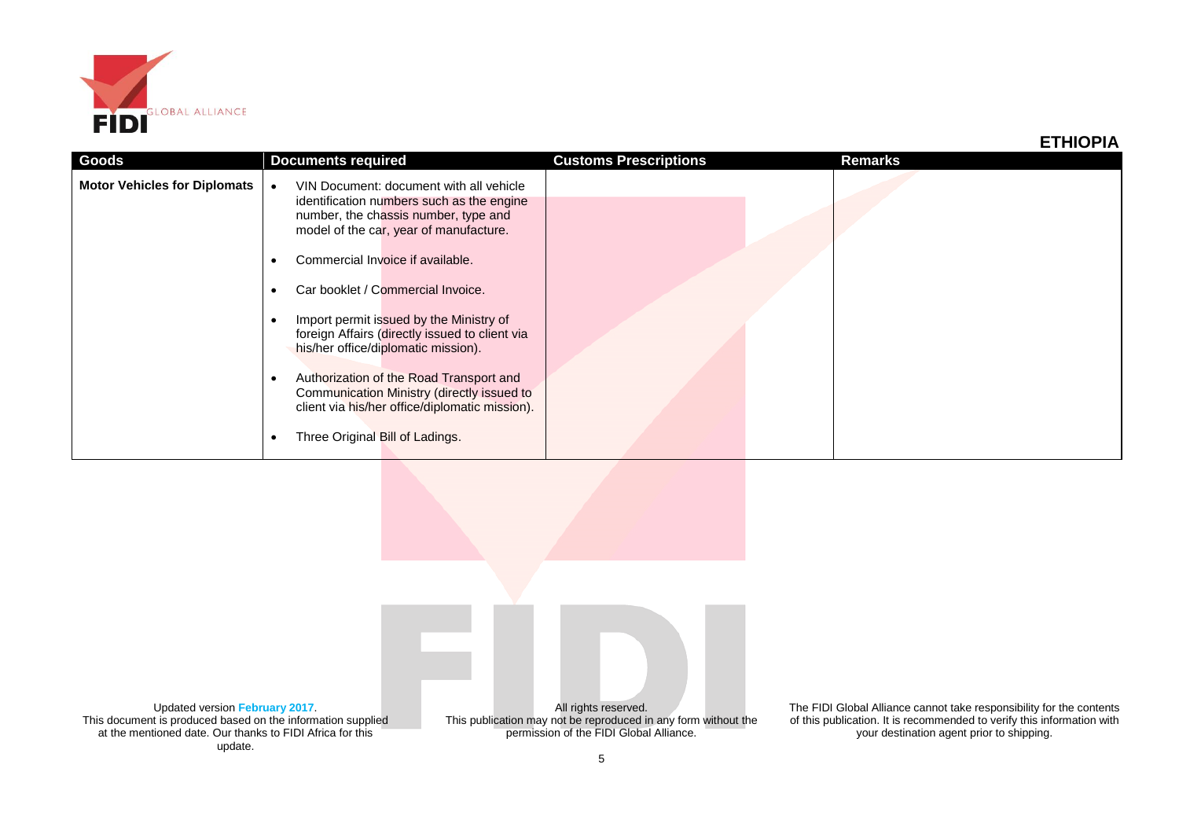# ETHIOPIA

| Goods | Documents required | Customs Prescriptions | Remarks |
|---|---|---|---|
| **Motor Vehicles for Diplomats** | • VIN Document: document with all vehicle identification numbers such as the engine number, the chassis number, type and model of the car, year of manufacture.<br>• Commercial Invoice if available.<br>• Car booklet / Commercial Invoice.<br>• Import permit issued by the Ministry of foreign Affairs (directly issued to client via his/her office/diplomatic mission).<br>• Authorization of the Road Transport and Communication Ministry (directly issued to client via his/her office/diplomatic mission).<br>• Three Original Bill of Ladings. | | |

Updated version **February 2017**.
This document is produced based on the information supplied at the mentioned date. Our thanks to FIDI Africa for this update.

All rights reserved.
This publication may not be reproduced in any form without the permission of the FIDI Global Alliance.

The FIDI Global Alliance cannot take responsibility for the contents of this publication. It is recommended to verify this information with your destination agent prior to shipping.